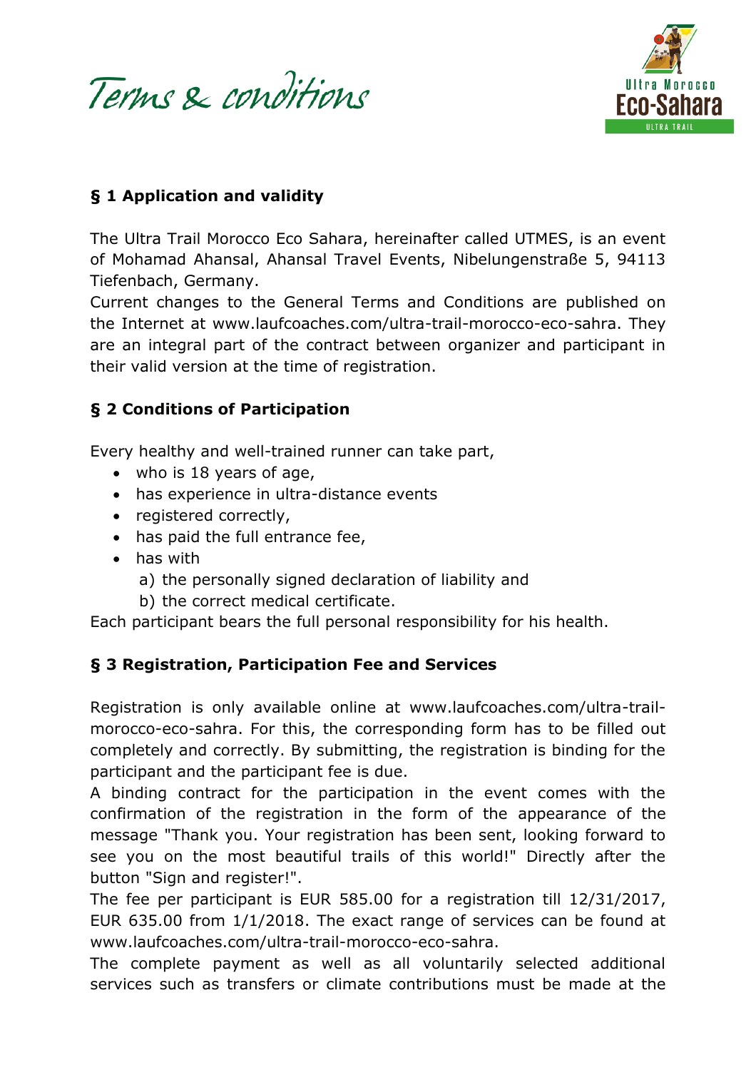# Terms & conditions

## § 1 Application and validity

The Ultra Trail Morocco Eco Sahara, hereinafter called UTMES, is an event of Mohamad Ahansal, Ahansal Travel Events, Nibelungenstraße 5, 94113 Tiefenbach, Germany.
Current changes to the General Terms and Conditions are published on the Internet at www.laufcoaches.com/ultra-trail-morocco-eco-sahra. They are an integral part of the contract between organizer and participant in their valid version at the time of registration.

## § 2 Conditions of Participation

Every healthy and well-trained runner can take part,

- who is 18 years of age,
- has experience in ultra-distance events
- registered correctly,
- has paid the full entrance fee,
- has with
  a) the personally signed declaration of liability and
  b) the correct medical certificate.

Each participant bears the full personal responsibility for his health.

## § 3 Registration, Participation Fee and Services

Registration is only available online at www.laufcoaches.com/ultra-trail-morocco-eco-sahra. For this, the corresponding form has to be filled out completely and correctly. By submitting, the registration is binding for the participant and the participant fee is due.
A binding contract for the participation in the event comes with the confirmation of the registration in the form of the appearance of the message "Thank you. Your registration has been sent, looking forward to see you on the most beautiful trails of this world!" Directly after the button "Sign and register!".
The fee per participant is EUR 585.00 for a registration till 12/31/2017, EUR 635.00 from 1/1/2018. The exact range of services can be found at www.laufcoaches.com/ultra-trail-morocco-eco-sahra.
The complete payment as well as all voluntarily selected additional services such as transfers or climate contributions must be made at the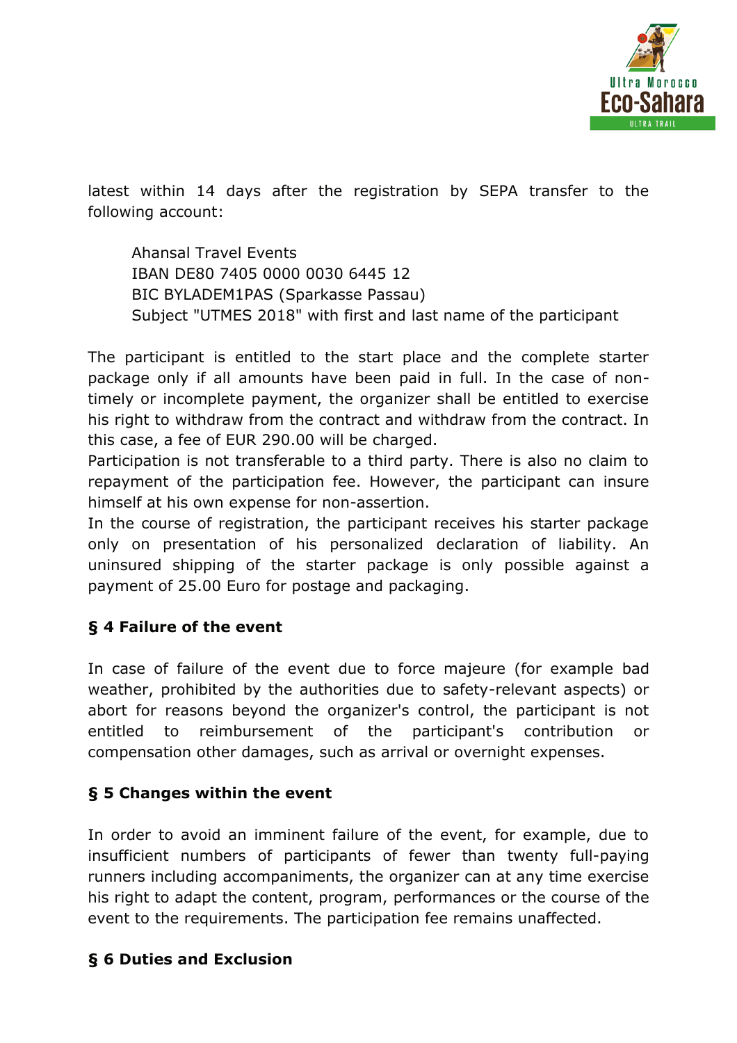latest within 14 days after the registration by SEPA transfer to the following account:

Ahansal Travel Events
IBAN DE80 7405 0000 0030 6445 12
BIC BYLADEM1PAS (Sparkasse Passau)
Subject "UTMES 2018" with first and last name of the participant

The participant is entitled to the start place and the complete starter package only if all amounts have been paid in full. In the case of non-timely or incomplete payment, the organizer shall be entitled to exercise his right to withdraw from the contract and withdraw from the contract. In this case, a fee of EUR 290.00 will be charged.
Participation is not transferable to a third party. There is also no claim to repayment of the participation fee. However, the participant can insure himself at his own expense for non-assertion.
In the course of registration, the participant receives his starter package only on presentation of his personalized declaration of liability. An uninsured shipping of the starter package is only possible against a payment of 25.00 Euro for postage and packaging.

**§ 4 Failure of the event**

In case of failure of the event due to force majeure (for example bad weather, prohibited by the authorities due to safety-relevant aspects) or abort for reasons beyond the organizer's control, the participant is not entitled to reimbursement of the participant's contribution or compensation other damages, such as arrival or overnight expenses.

**§ 5 Changes within the event**

In order to avoid an imminent failure of the event, for example, due to insufficient numbers of participants of fewer than twenty full-paying runners including accompaniments, the organizer can at any time exercise his right to adapt the content, program, performances or the course of the event to the requirements. The participation fee remains unaffected.

**§ 6 Duties and Exclusion**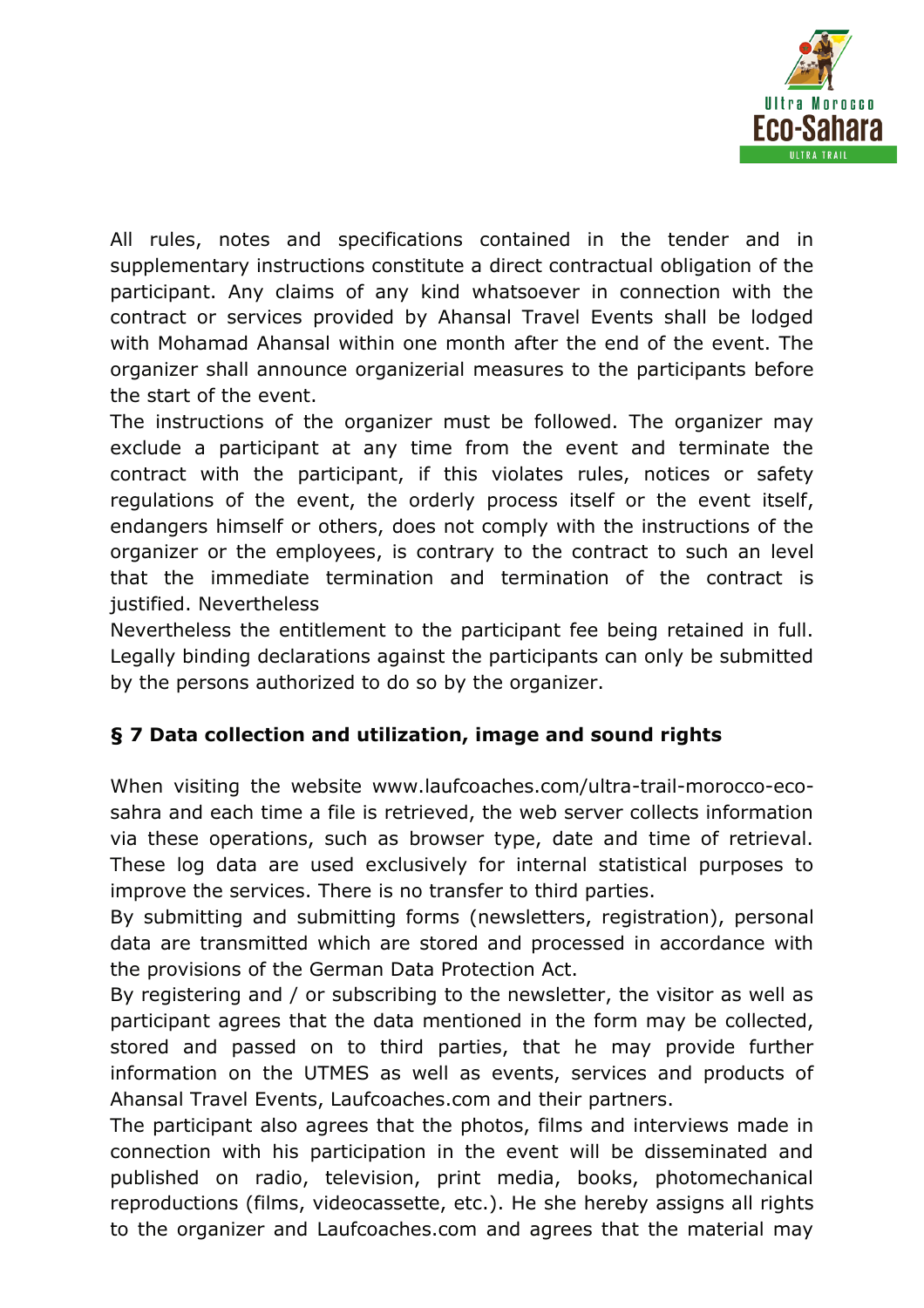All rules, notes and specifications contained in the tender and in supplementary instructions constitute a direct contractual obligation of the participant. Any claims of any kind whatsoever in connection with the contract or services provided by Ahansal Travel Events shall be lodged with Mohamad Ahansal within one month after the end of the event. The organizer shall announce organizerial measures to the participants before the start of the event.

The instructions of the organizer must be followed. The organizer may exclude a participant at any time from the event and terminate the contract with the participant, if this violates rules, notices or safety regulations of the event, the orderly process itself or the event itself, endangers himself or others, does not comply with the instructions of the organizer or the employees, is contrary to the contract to such an level that the immediate termination and termination of the contract is justified. Nevertheless

Nevertheless the entitlement to the participant fee being retained in full. Legally binding declarations against the participants can only be submitted by the persons authorized to do so by the organizer.

## § 7 Data collection and utilization, image and sound rights

When visiting the website www.laufcoaches.com/ultra-trail-morocco-eco-sahra and each time a file is retrieved, the web server collects information via these operations, such as browser type, date and time of retrieval. These log data are used exclusively for internal statistical purposes to improve the services. There is no transfer to third parties.

By submitting and submitting forms (newsletters, registration), personal data are transmitted which are stored and processed in accordance with the provisions of the German Data Protection Act.

By registering and / or subscribing to the newsletter, the visitor as well as participant agrees that the data mentioned in the form may be collected, stored and passed on to third parties, that he may provide further information on the UTMES as well as events, services and products of Ahansal Travel Events, Laufcoaches.com and their partners.

The participant also agrees that the photos, films and interviews made in connection with his participation in the event will be disseminated and published on radio, television, print media, books, photomechanical reproductions (films, videocassette, etc.). He she hereby assigns all rights to the organizer and Laufcoaches.com and agrees that the material may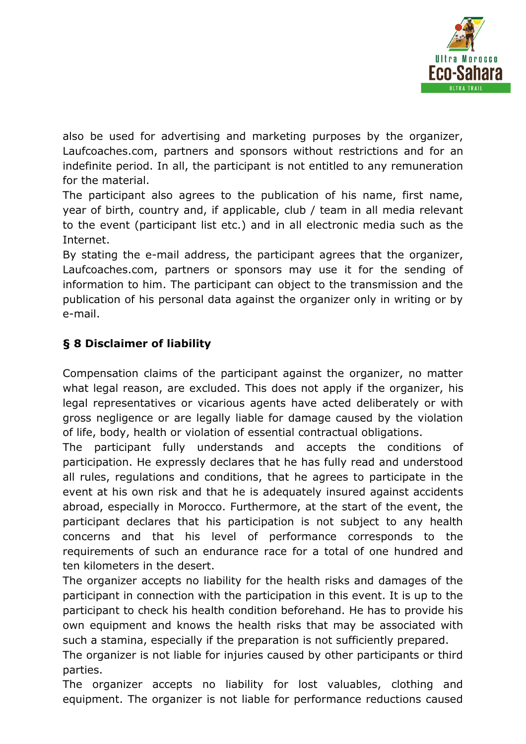also be used for advertising and marketing purposes by the organizer, Laufcoaches.com, partners and sponsors without restrictions and for an indefinite period. In all, the participant is not entitled to any remuneration for the material.

The participant also agrees to the publication of his name, first name, year of birth, country and, if applicable, club / team in all media relevant to the event (participant list etc.) and in all electronic media such as the Internet.

By stating the e-mail address, the participant agrees that the organizer, Laufcoaches.com, partners or sponsors may use it for the sending of information to him. The participant can object to the transmission and the publication of his personal data against the organizer only in writing or by e-mail.

## § 8 Disclaimer of liability

Compensation claims of the participant against the organizer, no matter what legal reason, are excluded. This does not apply if the organizer, his legal representatives or vicarious agents have acted deliberately or with gross negligence or are legally liable for damage caused by the violation of life, body, health or violation of essential contractual obligations.

The participant fully understands and accepts the conditions of participation. He expressly declares that he has fully read and understood all rules, regulations and conditions, that he agrees to participate in the event at his own risk and that he is adequately insured against accidents abroad, especially in Morocco. Furthermore, at the start of the event, the participant declares that his participation is not subject to any health concerns and that his level of performance corresponds to the requirements of such an endurance race for a total of one hundred and ten kilometers in the desert.

The organizer accepts no liability for the health risks and damages of the participant in connection with the participation in this event. It is up to the participant to check his health condition beforehand. He has to provide his own equipment and knows the health risks that may be associated with such a stamina, especially if the preparation is not sufficiently prepared.

The organizer is not liable for injuries caused by other participants or third parties.

The organizer accepts no liability for lost valuables, clothing and equipment. The organizer is not liable for performance reductions caused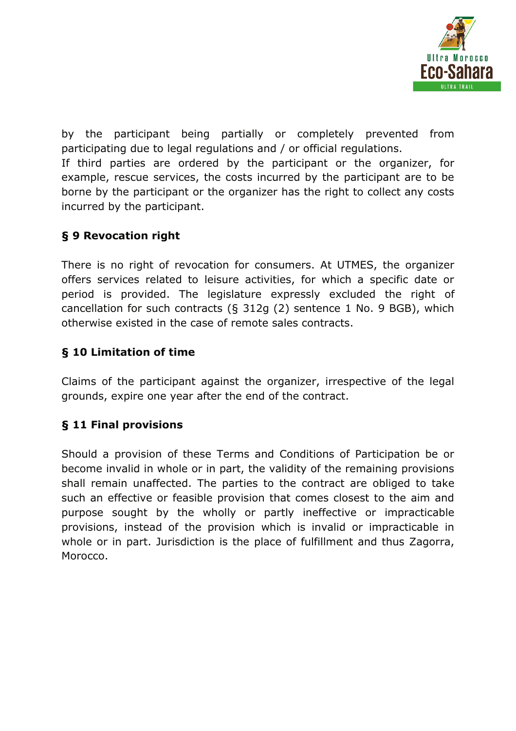by the participant being partially or completely prevented from participating due to legal regulations and / or official regulations.
If third parties are ordered by the participant or the organizer, for example, rescue services, the costs incurred by the participant are to be borne by the participant or the organizer has the right to collect any costs incurred by the participant.

**§ 9 Revocation right**

There is no right of revocation for consumers. At UTMES, the organizer offers services related to leisure activities, for which a specific date or period is provided. The legislature expressly excluded the right of cancellation for such contracts (§ 312g (2) sentence 1 No. 9 BGB), which otherwise existed in the case of remote sales contracts.

**§ 10 Limitation of time**

Claims of the participant against the organizer, irrespective of the legal grounds, expire one year after the end of the contract.

**§ 11 Final provisions**

Should a provision of these Terms and Conditions of Participation be or become invalid in whole or in part, the validity of the remaining provisions shall remain unaffected. The parties to the contract are obliged to take such an effective or feasible provision that comes closest to the aim and purpose sought by the wholly or partly ineffective or impracticable provisions, instead of the provision which is invalid or impracticable in whole or in part. Jurisdiction is the place of fulfillment and thus Zagorra, Morocco.